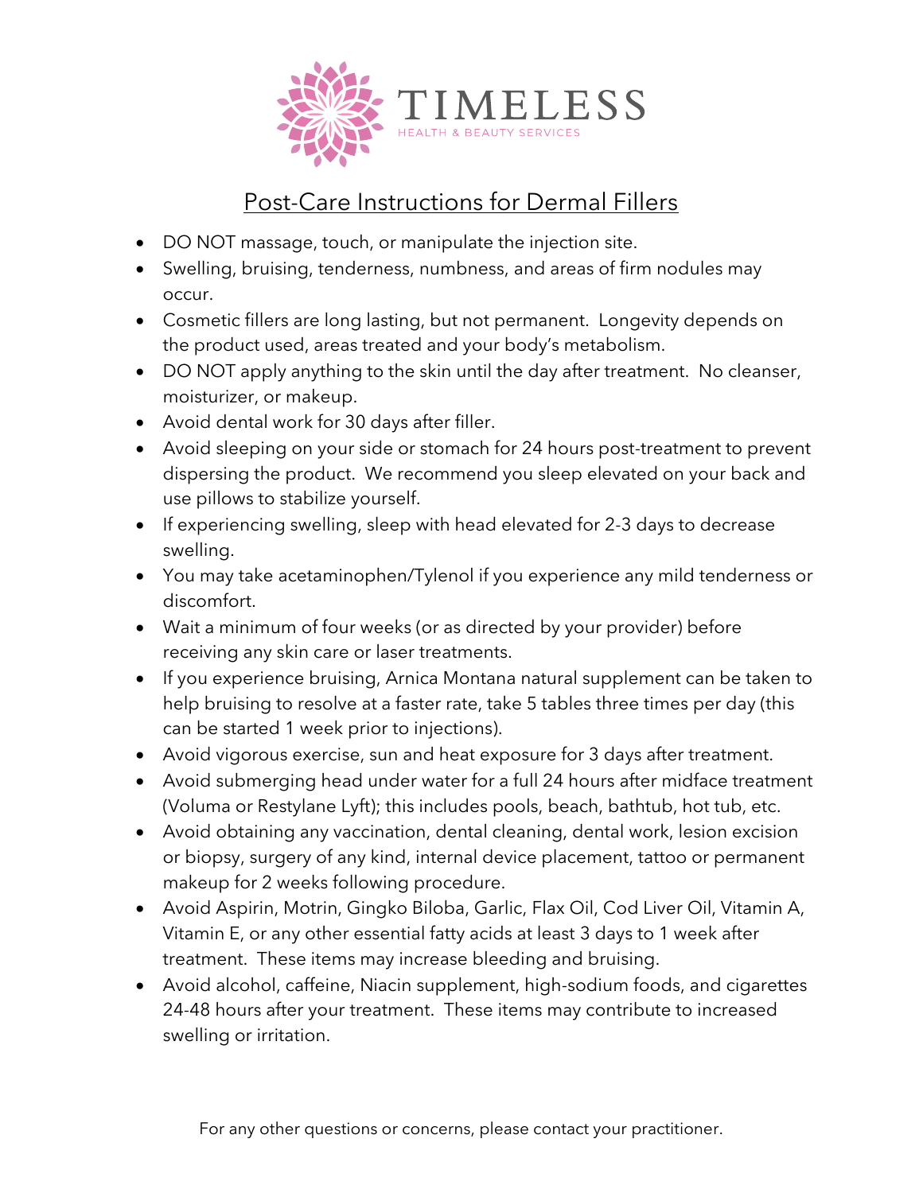# TIMELESS

HEALTH & BEAUTY SERVICES

## Post-Care Instructions for Dermal Fillers

- DO NOT massage, touch, or manipulate the injection site.
- Swelling, bruising, tenderness, numbness, and areas of firm nodules may occur.
- Cosmetic fillers are long lasting, but not permanent. Longevity depends on the product used, areas treated and your body's metabolism.
- DO NOT apply anything to the skin until the day after treatment. No cleanser, moisturizer, or makeup.
- Avoid dental work for 30 days after filler.
- Avoid sleeping on your side or stomach for 24 hours post-treatment to prevent dispersing the product. We recommend you sleep elevated on your back and use pillows to stabilize yourself.
- If experiencing swelling, sleep with head elevated for 2-3 days to decrease swelling.
- You may take acetaminophen/Tylenol if you experience any mild tenderness or discomfort.
- Wait a minimum of four weeks (or as directed by your provider) before receiving any skin care or laser treatments.
- If you experience bruising, Arnica Montana natural supplement can be taken to help bruising to resolve at a faster rate, take 5 tables three times per day (this can be started 1 week prior to injections).
- Avoid vigorous exercise, sun and heat exposure for 3 days after treatment.
- Avoid submerging head under water for a full 24 hours after midface treatment (Voluma or Restylane Lyft); this includes pools, beach, bathtub, hot tub, etc.
- Avoid obtaining any vaccination, dental cleaning, dental work, lesion excision or biopsy, surgery of any kind, internal device placement, tattoo or permanent makeup for 2 weeks following procedure.
- Avoid Aspirin, Motrin, Gingko Biloba, Garlic, Flax Oil, Cod Liver Oil, Vitamin A, Vitamin E, or any other essential fatty acids at least 3 days to 1 week after treatment. These items may increase bleeding and bruising.
- Avoid alcohol, caffeine, Niacin supplement, high-sodium foods, and cigarettes 24-48 hours after your treatment. These items may contribute to increased swelling or irritation.

For any other questions or concerns, please contact your practitioner.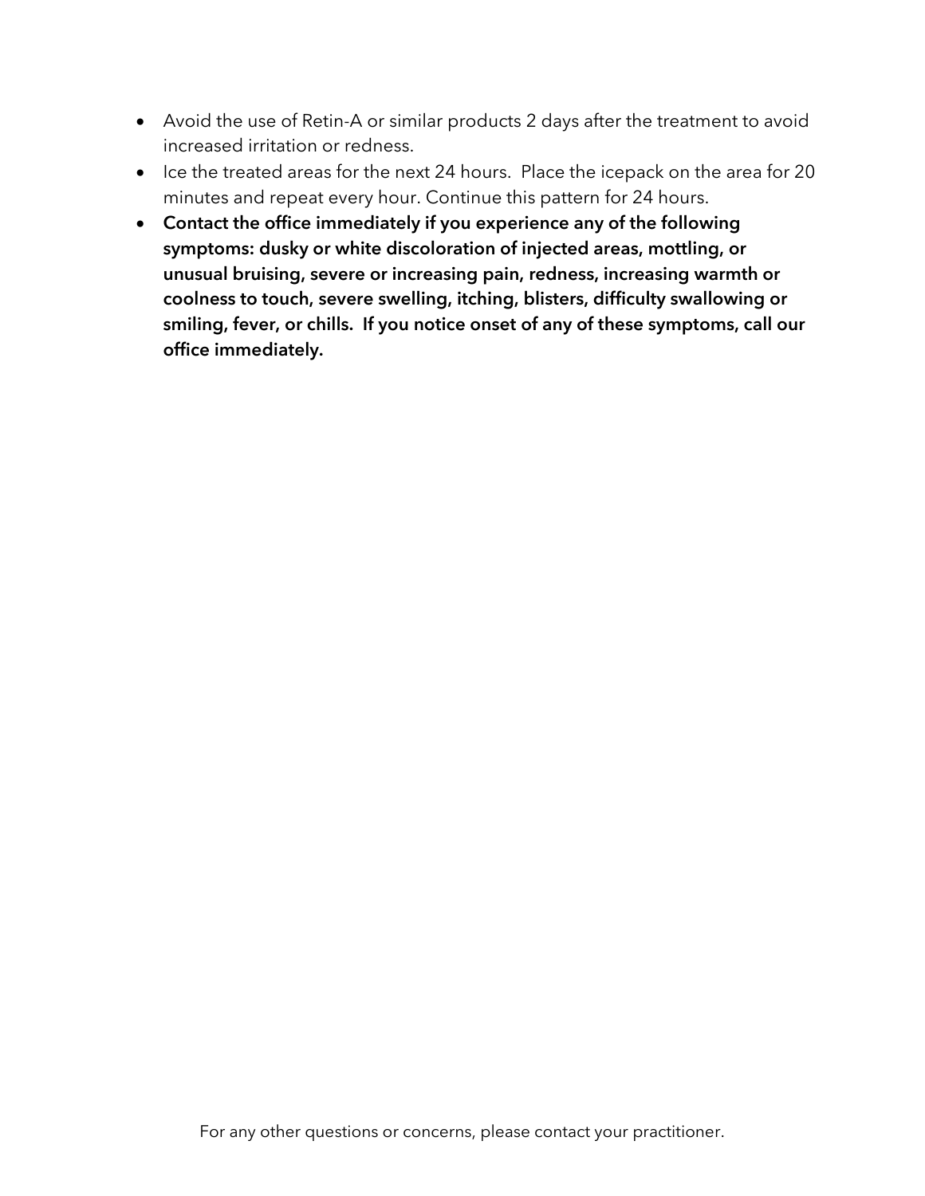- Avoid the use of Retin-A or similar products 2 days after the treatment to avoid increased irritation or redness.
- Ice the treated areas for the next 24 hours.  Place the icepack on the area for 20 minutes and repeat every hour. Continue this pattern for 24 hours.
- **Contact the office immediately if you experience any of the following symptoms: dusky or white discoloration of injected areas, mottling, or unusual bruising, severe or increasing pain, redness, increasing warmth or coolness to touch, severe swelling, itching, blisters, difficulty swallowing or smiling, fever, or chills.  If you notice onset of any of these symptoms, call our office immediately.**

For any other questions or concerns, please contact your practitioner.